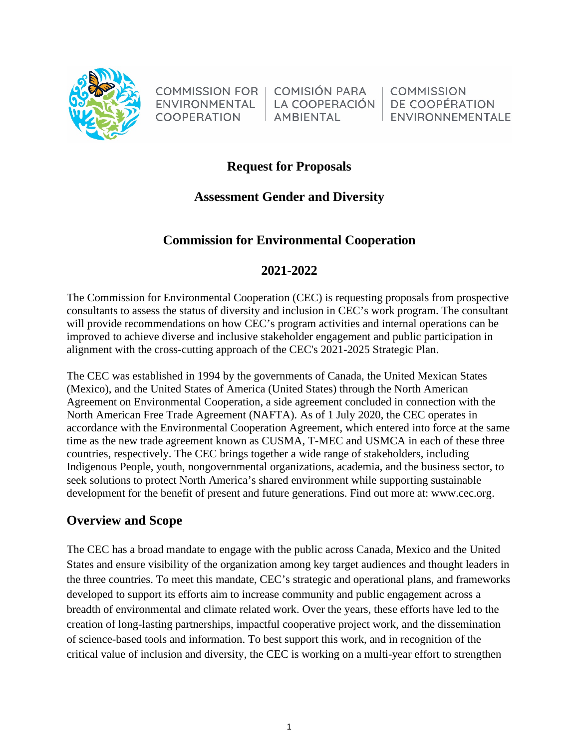COMMISSION FOR ENVIRONMENTAL COOPERATION | COMISIÓN PARA LA COOPERACIÓN AMBIENTAL | COMMISSION DE COOPÉRATION ENVIRONNEMENTALE

# Request for Proposals

# Assessment Gender and Diversity

# Commission for Environmental Cooperation

# 2021-2022

The Commission for Environmental Cooperation (CEC) is requesting proposals from prospective consultants to assess the status of diversity and inclusion in CEC's work program. The consultant will provide recommendations on how CEC's program activities and internal operations can be improved to achieve diverse and inclusive stakeholder engagement and public participation in alignment with the cross-cutting approach of the CEC's 2021-2025 Strategic Plan.

The CEC was established in 1994 by the governments of Canada, the United Mexican States (Mexico), and the United States of America (United States) through the North American Agreement on Environmental Cooperation, a side agreement concluded in connection with the North American Free Trade Agreement (NAFTA). As of 1 July 2020, the CEC operates in accordance with the Environmental Cooperation Agreement, which entered into force at the same time as the new trade agreement known as CUSMA, T-MEC and USMCA in each of these three countries, respectively. The CEC brings together a wide range of stakeholders, including Indigenous People, youth, nongovernmental organizations, academia, and the business sector, to seek solutions to protect North America's shared environment while supporting sustainable development for the benefit of present and future generations. Find out more at: www.cec.org.

## Overview and Scope

The CEC has a broad mandate to engage with the public across Canada, Mexico and the United States and ensure visibility of the organization among key target audiences and thought leaders in the three countries. To meet this mandate, CEC's strategic and operational plans, and frameworks developed to support its efforts aim to increase community and public engagement across a breadth of environmental and climate related work. Over the years, these efforts have led to the creation of long-lasting partnerships, impactful cooperative project work, and the dissemination of science-based tools and information. To best support this work, and in recognition of the critical value of inclusion and diversity, the CEC is working on a multi-year effort to strengthen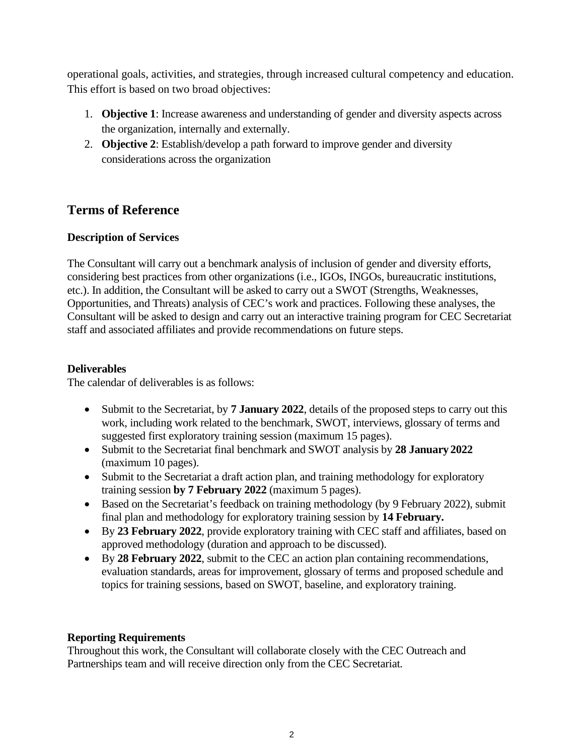operational goals, activities, and strategies, through increased cultural competency and education. This effort is based on two broad objectives:

1. **Objective 1**: Increase awareness and understanding of gender and diversity aspects across the organization, internally and externally.
2. **Objective 2**: Establish/develop a path forward to improve gender and diversity considerations across the organization

## Terms of Reference

### Description of Services

The Consultant will carry out a benchmark analysis of inclusion of gender and diversity efforts, considering best practices from other organizations (i.e., IGOs, INGOs, bureaucratic institutions, etc.). In addition, the Consultant will be asked to carry out a SWOT (Strengths, Weaknesses, Opportunities, and Threats) analysis of CEC's work and practices. Following these analyses, the Consultant will be asked to design and carry out an interactive training program for CEC Secretariat staff and associated affiliates and provide recommendations on future steps.

### Deliverables

The calendar of deliverables is as follows:

- Submit to the Secretariat, by **7 January 2022**, details of the proposed steps to carry out this work, including work related to the benchmark, SWOT, interviews, glossary of terms and suggested first exploratory training session (maximum 15 pages).
- Submit to the Secretariat final benchmark and SWOT analysis by **28 January 2022** (maximum 10 pages).
- Submit to the Secretariat a draft action plan, and training methodology for exploratory training session **by 7 February 2022** (maximum 5 pages).
- Based on the Secretariat's feedback on training methodology (by 9 February 2022), submit final plan and methodology for exploratory training session by **14 February.**
- By **23 February 2022**, provide exploratory training with CEC staff and affiliates, based on approved methodology (duration and approach to be discussed).
- By **28 February 2022**, submit to the CEC an action plan containing recommendations, evaluation standards, areas for improvement, glossary of terms and proposed schedule and topics for training sessions, based on SWOT, baseline, and exploratory training.

### Reporting Requirements

Throughout this work, the Consultant will collaborate closely with the CEC Outreach and Partnerships team and will receive direction only from the CEC Secretariat.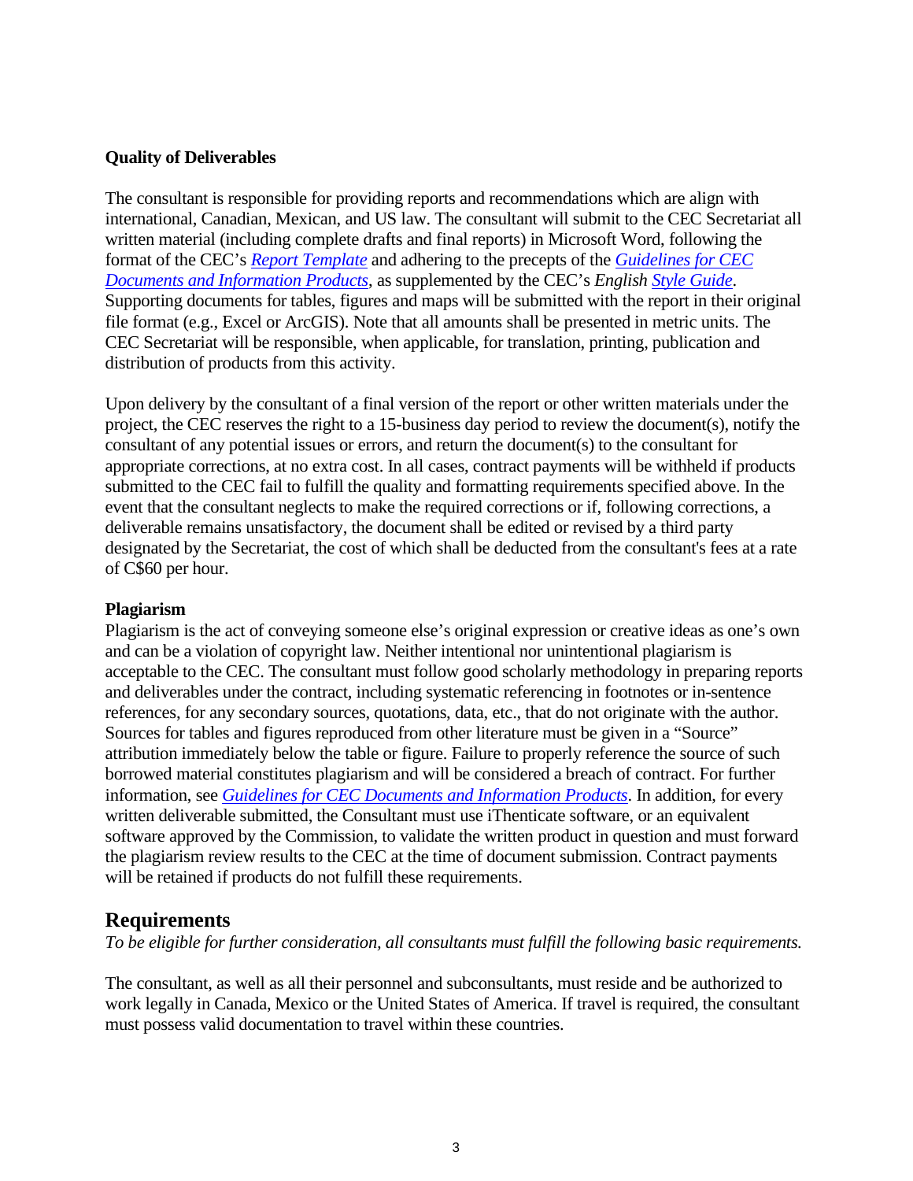**Quality of Deliverables**

The consultant is responsible for providing reports and recommendations which are align with international, Canadian, Mexican, and US law. The consultant will submit to the CEC Secretariat all written material (including complete drafts and final reports) in Microsoft Word, following the format of the CEC's *Report Template* and adhering to the precepts of the *Guidelines for CEC Documents and Information Products*, as supplemented by the CEC's *English* Style Guide. Supporting documents for tables, figures and maps will be submitted with the report in their original file format (e.g., Excel or ArcGIS). Note that all amounts shall be presented in metric units. The CEC Secretariat will be responsible, when applicable, for translation, printing, publication and distribution of products from this activity.

Upon delivery by the consultant of a final version of the report or other written materials under the project, the CEC reserves the right to a 15-business day period to review the document(s), notify the consultant of any potential issues or errors, and return the document(s) to the consultant for appropriate corrections, at no extra cost. In all cases, contract payments will be withheld if products submitted to the CEC fail to fulfill the quality and formatting requirements specified above. In the event that the consultant neglects to make the required corrections or if, following corrections, a deliverable remains unsatisfactory, the document shall be edited or revised by a third party designated by the Secretariat, the cost of which shall be deducted from the consultant's fees at a rate of C$60 per hour.

**Plagiarism**

Plagiarism is the act of conveying someone else's original expression or creative ideas as one's own and can be a violation of copyright law. Neither intentional nor unintentional plagiarism is acceptable to the CEC. The consultant must follow good scholarly methodology in preparing reports and deliverables under the contract, including systematic referencing in footnotes or in-sentence references, for any secondary sources, quotations, data, etc., that do not originate with the author. Sources for tables and figures reproduced from other literature must be given in a "Source" attribution immediately below the table or figure. Failure to properly reference the source of such borrowed material constitutes plagiarism and will be considered a breach of contract. For further information, see *Guidelines for CEC Documents and Information Products*. In addition, for every written deliverable submitted, the Consultant must use iThenticate software, or an equivalent software approved by the Commission, to validate the written product in question and must forward the plagiarism review results to the CEC at the time of document submission. Contract payments will be retained if products do not fulfill these requirements.

## Requirements

*To be eligible for further consideration, all consultants must fulfill the following basic requirements.*

The consultant, as well as all their personnel and subconsultants, must reside and be authorized to work legally in Canada, Mexico or the United States of America. If travel is required, the consultant must possess valid documentation to travel within these countries.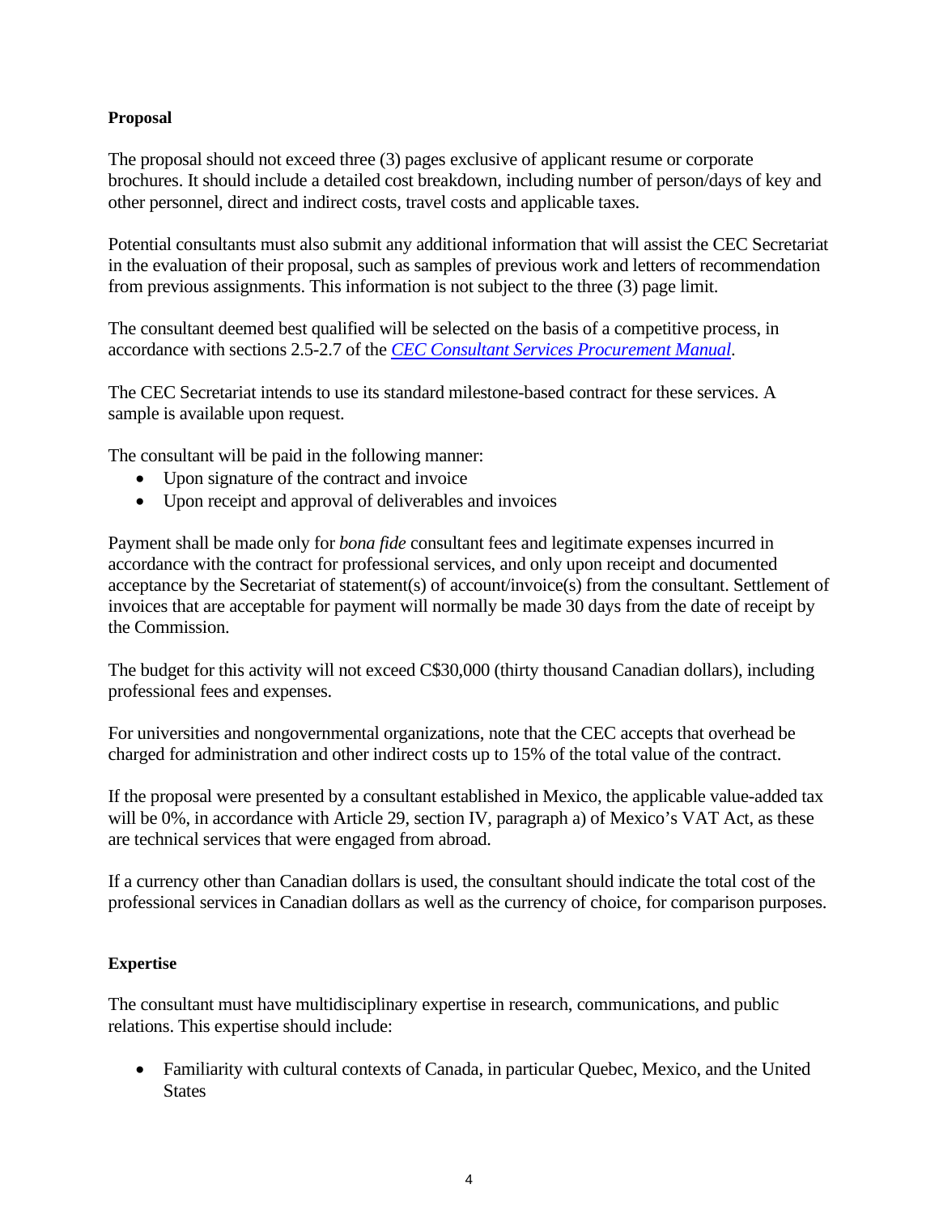**Proposal**

The proposal should not exceed three (3) pages exclusive of applicant resume or corporate brochures. It should include a detailed cost breakdown, including number of person/days of key and other personnel, direct and indirect costs, travel costs and applicable taxes.

Potential consultants must also submit any additional information that will assist the CEC Secretariat in the evaluation of their proposal, such as samples of previous work and letters of recommendation from previous assignments. This information is not subject to the three (3) page limit.

The consultant deemed best qualified will be selected on the basis of a competitive process, in accordance with sections 2.5-2.7 of the *CEC Consultant Services Procurement Manual*.

The CEC Secretariat intends to use its standard milestone-based contract for these services. A sample is available upon request.

The consultant will be paid in the following manner:

- Upon signature of the contract and invoice
- Upon receipt and approval of deliverables and invoices

Payment shall be made only for *bona fide* consultant fees and legitimate expenses incurred in accordance with the contract for professional services, and only upon receipt and documented acceptance by the Secretariat of statement(s) of account/invoice(s) from the consultant. Settlement of invoices that are acceptable for payment will normally be made 30 days from the date of receipt by the Commission.

The budget for this activity will not exceed C$30,000 (thirty thousand Canadian dollars), including professional fees and expenses.

For universities and nongovernmental organizations, note that the CEC accepts that overhead be charged for administration and other indirect costs up to 15% of the total value of the contract.

If the proposal were presented by a consultant established in Mexico, the applicable value-added tax will be 0%, in accordance with Article 29, section IV, paragraph a) of Mexico's VAT Act, as these are technical services that were engaged from abroad.

If a currency other than Canadian dollars is used, the consultant should indicate the total cost of the professional services in Canadian dollars as well as the currency of choice, for comparison purposes.

**Expertise**

The consultant must have multidisciplinary expertise in research, communications, and public relations. This expertise should include:

- Familiarity with cultural contexts of Canada, in particular Quebec, Mexico, and the United States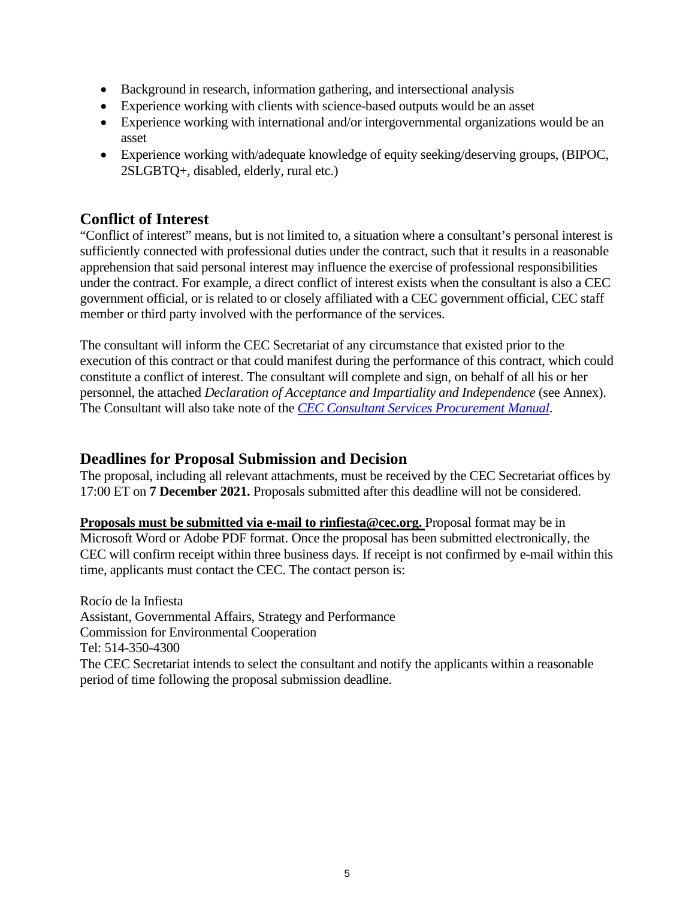- Background in research, information gathering, and intersectional analysis
- Experience working with clients with science-based outputs would be an asset
- Experience working with international and/or intergovernmental organizations would be an asset
- Experience working with/adequate knowledge of equity seeking/deserving groups, (BIPOC, 2SLGBTQ+, disabled, elderly, rural etc.)

## Conflict of Interest

"Conflict of interest" means, but is not limited to, a situation where a consultant's personal interest is sufficiently connected with professional duties under the contract, such that it results in a reasonable apprehension that said personal interest may influence the exercise of professional responsibilities under the contract. For example, a direct conflict of interest exists when the consultant is also a CEC government official, or is related to or closely affiliated with a CEC government official, CEC staff member or third party involved with the performance of the services.

The consultant will inform the CEC Secretariat of any circumstance that existed prior to the execution of this contract or that could manifest during the performance of this contract, which could constitute a conflict of interest. The consultant will complete and sign, on behalf of all his or her personnel, the attached *Declaration of Acceptance and Impartiality and Independence* (see Annex). The Consultant will also take note of the *CEC Consultant Services Procurement Manual*.

## Deadlines for Proposal Submission and Decision

The proposal, including all relevant attachments, must be received by the CEC Secretariat offices by 17:00 ET on **7 December 2021.** Proposals submitted after this deadline will not be considered.

**Proposals must be submitted via e-mail to rinfiesta@cec.org.** Proposal format may be in Microsoft Word or Adobe PDF format. Once the proposal has been submitted electronically, the CEC will confirm receipt within three business days. If receipt is not confirmed by e-mail within this time, applicants must contact the CEC. The contact person is:

Rocío de la Infiesta
Assistant, Governmental Affairs, Strategy and Performance
Commission for Environmental Cooperation
Tel: 514-350-4300

The CEC Secretariat intends to select the consultant and notify the applicants within a reasonable period of time following the proposal submission deadline.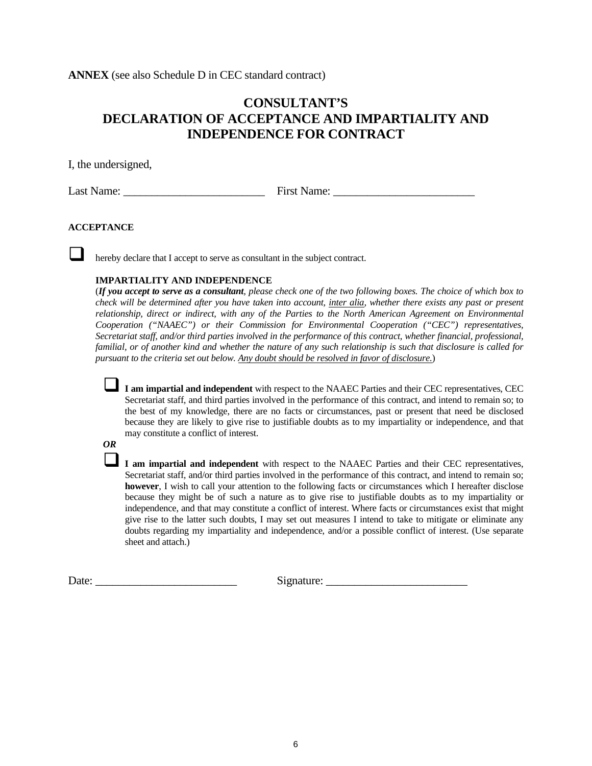**ANNEX** (see also Schedule D in CEC standard contract)

# CONSULTANT'S DECLARATION OF ACCEPTANCE AND IMPARTIALITY AND INDEPENDENCE FOR CONTRACT

I, the undersigned,

Last Name: ________________________ First Name: ________________________

**ACCEPTANCE**

☐ hereby declare that I accept to serve as consultant in the subject contract.

**IMPARTIALITY AND INDEPENDENCE**

(***If you accept to serve as a consultant****, please check one of the two following boxes. The choice of which box to check will be determined after you have taken into account, inter alia, whether there exists any past or present relationship, direct or indirect, with any of the Parties to the North American Agreement on Environmental Cooperation ("NAAEC") or their Commission for Environmental Cooperation ("CEC") representatives, Secretariat staff, and/or third parties involved in the performance of this contract, whether financial, professional, familial, or of another kind and whether the nature of any such relationship is such that disclosure is called for pursuant to the criteria set out below. Any doubt should be resolved in favor of disclosure.*)

☐ **I am impartial and independent** with respect to the NAAEC Parties and their CEC representatives, CEC Secretariat staff, and third parties involved in the performance of this contract, and intend to remain so; to the best of my knowledge, there are no facts or circumstances, past or present that need be disclosed because they are likely to give rise to justifiable doubts as to my impartiality or independence, and that may constitute a conflict of interest.

***OR***

☐ **I am impartial and independent** with respect to the NAAEC Parties and their CEC representatives, Secretariat staff, and/or third parties involved in the performance of this contract, and intend to remain so; **however**, I wish to call your attention to the following facts or circumstances which I hereafter disclose because they might be of such a nature as to give rise to justifiable doubts as to my impartiality or independence, and that may constitute a conflict of interest. Where facts or circumstances exist that might give rise to the latter such doubts, I may set out measures I intend to take to mitigate or eliminate any doubts regarding my impartiality and independence, and/or a possible conflict of interest. (Use separate sheet and attach.)

Date: ________________________ Signature: ________________________